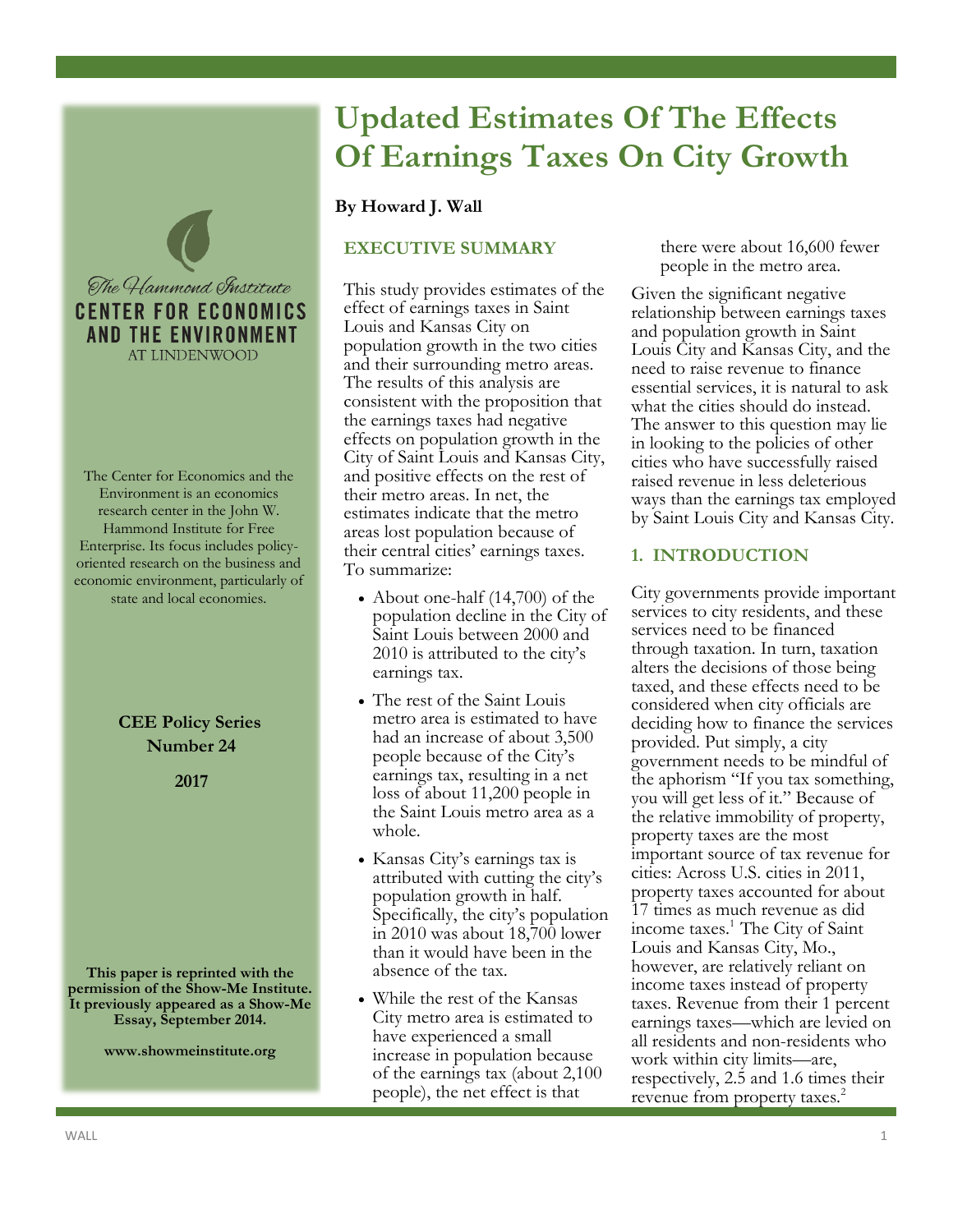# Updated Estimates Of The Effects Of Earnings Taxes On City Growth

**By Howard J. Wall**

The Hammond Institute
**CENTER FOR ECONOMICS AND THE ENVIRONMENT**
AT LINDENWOOD

The Center for Economics and the Environment is an economics research center in the John W. Hammond Institute for Free Enterprise. Its focus includes policy-oriented research on the business and economic environment, particularly of state and local economies.

**CEE Policy Series**
**Number 24**

**2017**

**This paper is reprinted with the permission of the Show-Me Institute. It previously appeared as a Show-Me Essay, September 2014.**

**www.showmeinstitute.org**

## EXECUTIVE SUMMARY

This study provides estimates of the effect of earnings taxes in Saint Louis and Kansas City on population growth in the two cities and their surrounding metro areas. The results of this analysis are consistent with the proposition that the earnings taxes had negative effects on population growth in the City of Saint Louis and Kansas City, and positive effects on the rest of their metro areas. In net, the estimates indicate that the metro areas lost population because of their central cities' earnings taxes. To summarize:

- About one-half (14,700) of the population decline in the City of Saint Louis between 2000 and 2010 is attributed to the city's earnings tax.
- The rest of the Saint Louis metro area is estimated to have had an increase of about 3,500 people because of the City's earnings tax, resulting in a net loss of about 11,200 people in the Saint Louis metro area as a whole.
- Kansas City's earnings tax is attributed with cutting the city's population growth in half. Specifically, the city's population in 2010 was about 18,700 lower than it would have been in the absence of the tax.
- While the rest of the Kansas City metro area is estimated to have experienced a small increase in population because of the earnings tax (about 2,100 people), the net effect is that there were about 16,600 fewer people in the metro area.

Given the significant negative relationship between earnings taxes and population growth in Saint Louis City and Kansas City, and the need to raise revenue to finance essential services, it is natural to ask what the cities should do instead. The answer to this question may lie in looking to the policies of other cities who have successfully raised raised revenue in less deleterious ways than the earnings tax employed by Saint Louis City and Kansas City.

## 1. INTRODUCTION

City governments provide important services to city residents, and these services need to be financed through taxation. In turn, taxation alters the decisions of those being taxed, and these effects need to be considered when city officials are deciding how to finance the services provided. Put simply, a city government needs to be mindful of the aphorism "If you tax something, you will get less of it." Because of the relative immobility of property, property taxes are the most important source of tax revenue for cities: Across U.S. cities in 2011, property taxes accounted for about 17 times as much revenue as did income taxes.[1] The City of Saint Louis and Kansas City, Mo., however, are relatively reliant on income taxes instead of property taxes. Revenue from their 1 percent earnings taxes—which are levied on all residents and non-residents who work within city limits—are, respectively, 2.5 and 1.6 times their revenue from property taxes.[2]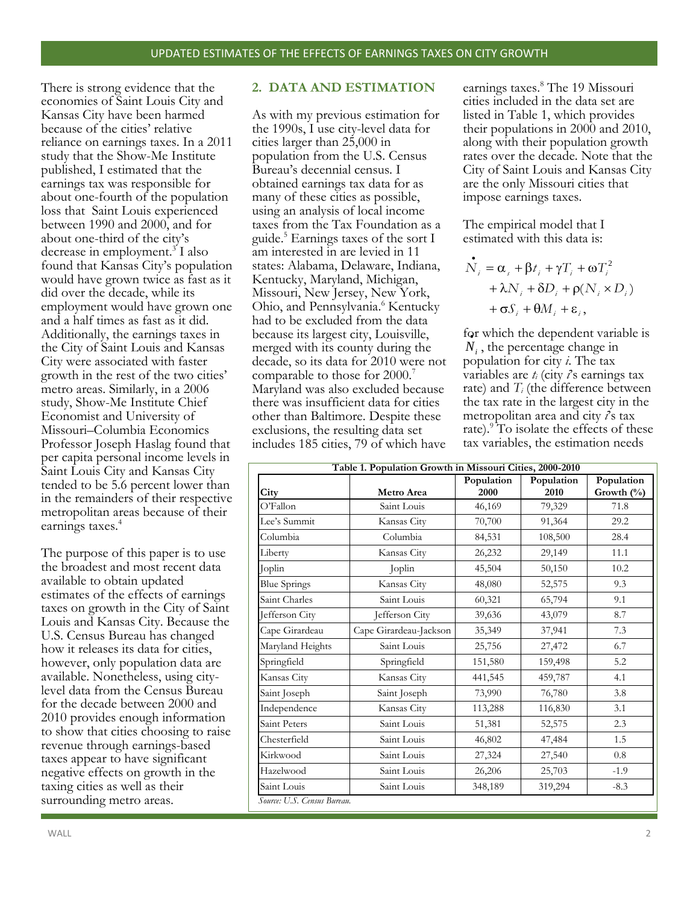There is strong evidence that the economies of Saint Louis City and Kansas City have been harmed because of the cities' relative reliance on earnings taxes. In a 2011 study that the Show-Me Institute published, I estimated that the earnings tax was responsible for about one-fourth of the population loss that Saint Louis experienced between 1990 and 2000, and for about one-third of the city's decrease in employment.[3] I also found that Kansas City's population would have grown twice as fast as it did over the decade, while its employment would have grown one and a half times as fast as it did. Additionally, the earnings taxes in the City of Saint Louis and Kansas City were associated with faster growth in the rest of the two cities' metro areas. Similarly, in a 2006 study, Show-Me Institute Chief Economist and University of Missouri–Columbia Economics Professor Joseph Haslag found that per capita personal income levels in Saint Louis City and Kansas City tended to be 5.6 percent lower than in the remainders of their respective metropolitan areas because of their earnings taxes.[4]

The purpose of this paper is to use the broadest and most recent data available to obtain updated estimates of the effects of earnings taxes on growth in the City of Saint Louis and Kansas City. Because the U.S. Census Bureau has changed how it releases its data for cities, however, only population data are available. Nonetheless, using city-level data from the Census Bureau for the decade between 2000 and 2010 provides enough information to show that cities choosing to raise revenue through earnings-based taxes appear to have significant negative effects on growth in the taxing cities as well as their surrounding metro areas.

## 2. DATA AND ESTIMATION

As with my previous estimation for the 1990s, I use city-level data for cities larger than 25,000 in population from the U.S. Census Bureau's decennial census. I obtained earnings tax data for as many of these cities as possible, using an analysis of local income taxes from the Tax Foundation as a guide.[5] Earnings taxes of the sort I am interested in are levied in 11 states: Alabama, Delaware, Indiana, Kentucky, Maryland, Michigan, Missouri, New Jersey, New York, Ohio, and Pennsylvania.[6] Kentucky had to be excluded from the data because its largest city, Louisville, merged with its county during the decade, so its data for 2010 were not comparable to those for 2000.[7] Maryland was also excluded because there was insufficient data for cities other than Baltimore. Despite these exclusions, the resulting data set includes 185 cities, 79 of which have earnings taxes.[8] The 19 Missouri cities included in the data set are listed in Table 1, which provides their populations in 2000 and 2010, along with their population growth rates over the decade. Note that the City of Saint Louis and Kansas City are the only Missouri cities that impose earnings taxes.

The empirical model that I estimated with this data is:

$$\dot{N}_i = \alpha_s + \beta t_i + \gamma T_i + \omega T_i^2 + \lambda N_i + \delta D_i + \rho(N_i \times D_i) + \sigma S_i + \theta M_i + \varepsilon_i,$$

for which the dependent variable is $\dot{N}_i$, the percentage change in population for city *i*. The tax variables are $t_i$ (city *i*'s earnings tax rate) and $T_i$ (the difference between the tax rate in the largest city in the metropolitan area and city *i*'s tax rate).[9] To isolate the effects of these tax variables, the estimation needs

**Table 1. Population Growth in Missouri Cities, 2000-2010**

| City | Metro Area | Population 2000 | Population 2010 | Population Growth (%) |
|---|---|---|---|---|
| O'Fallon | Saint Louis | 46,169 | 79,329 | 71.8 |
| Lee's Summit | Kansas City | 70,700 | 91,364 | 29.2 |
| Columbia | Columbia | 84,531 | 108,500 | 28.4 |
| Liberty | Kansas City | 26,232 | 29,149 | 11.1 |
| Joplin | Joplin | 45,504 | 50,150 | 10.2 |
| Blue Springs | Kansas City | 48,080 | 52,575 | 9.3 |
| Saint Charles | Saint Louis | 60,321 | 65,794 | 9.1 |
| Jefferson City | Jefferson City | 39,636 | 43,079 | 8.7 |
| Cape Girardeau | Cape Girardeau-Jackson | 35,349 | 37,941 | 7.3 |
| Maryland Heights | Saint Louis | 25,756 | 27,472 | 6.7 |
| Springfield | Springfield | 151,580 | 159,498 | 5.2 |
| Kansas City | Kansas City | 441,545 | 459,787 | 4.1 |
| Saint Joseph | Saint Joseph | 73,990 | 76,780 | 3.8 |
| Independence | Kansas City | 113,288 | 116,830 | 3.1 |
| Saint Peters | Saint Louis | 51,381 | 52,575 | 2.3 |
| Chesterfield | Saint Louis | 46,802 | 47,484 | 1.5 |
| Kirkwood | Saint Louis | 27,324 | 27,540 | 0.8 |
| Hazelwood | Saint Louis | 26,206 | 25,703 | -1.9 |
| Saint Louis | Saint Louis | 348,189 | 319,294 | -8.3 |

*Source: U.S. Census Bureau.*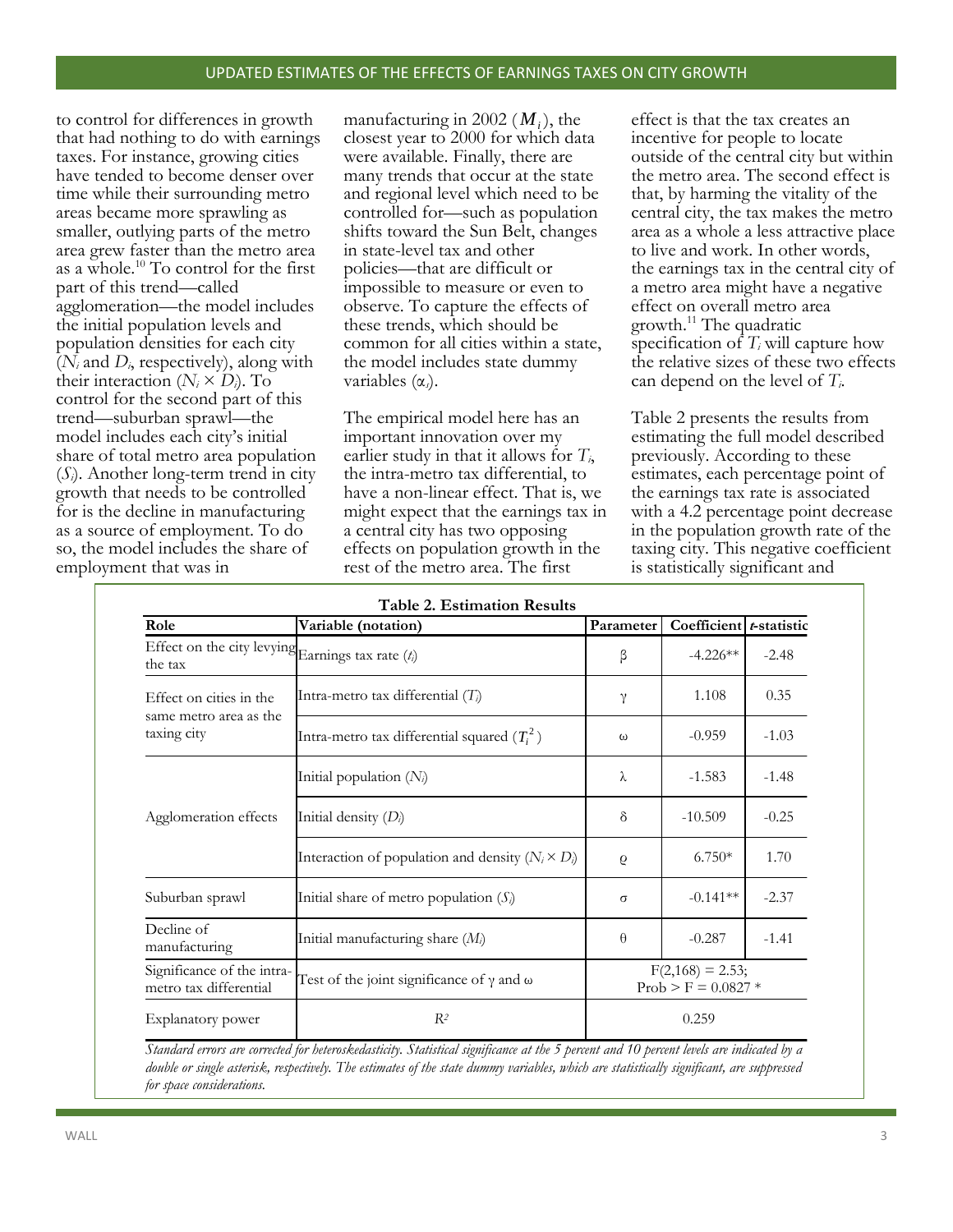to control for differences in growth that had nothing to do with earnings taxes. For instance, growing cities have tended to become denser over time while their surrounding metro areas became more sprawling as smaller, outlying parts of the metro area grew faster than the metro area as a whole.[10] To control for the first part of this trend—called agglomeration—the model includes the initial population levels and population densities for each city ($N_i$ and $D_i$, respectively), along with their interaction ($N_i \times D_i$). To control for the second part of this trend—suburban sprawl—the model includes each city's initial share of total metro area population ($S_i$). Another long-term trend in city growth that needs to be controlled for is the decline in manufacturing as a source of employment. To do so, the model includes the share of employment that was in manufacturing in 2002 ($M_i$), the closest year to 2000 for which data were available. Finally, there are many trends that occur at the state and regional level which need to be controlled for—such as population shifts toward the Sun Belt, changes in state-level tax and other policies—that are difficult or impossible to measure or even to observe. To capture the effects of these trends, which should be common for all cities within a state, the model includes state dummy variables ($\alpha_i$).

The empirical model here has an important innovation over my earlier study in that it allows for $T_i$, the intra-metro tax differential, to have a non-linear effect. That is, we might expect that the earnings tax in a central city has two opposing effects on population growth in the rest of the metro area. The first effect is that the tax creates an incentive for people to locate outside of the central city but within the metro area. The second effect is that, by harming the vitality of the central city, the tax makes the metro area as a whole a less attractive place to live and work. In other words, the earnings tax in the central city of a metro area might have a negative effect on overall metro area growth.[11] The quadratic specification of $T_i$ will capture how the relative sizes of these two effects can depend on the level of $T_i$.

Table 2 presents the results from estimating the full model described previously. According to these estimates, each percentage point of the earnings tax rate is associated with a 4.2 percentage point decrease in the population growth rate of the taxing city. This negative coefficient is statistically significant and

**Table 2. Estimation Results**

| Role | Variable (notation) | Parameter | Coefficient | *t*-statistic |
|---|---|---|---|---|
| Effect on the city levying the tax | Earnings tax rate ($t_i$) | $\beta$ | -4.226** | -2.48 |
| Effect on cities in the same metro area as the taxing city | Intra-metro tax differential ($T_i$) | $\gamma$ | 1.108 | 0.35 |
| | Intra-metro tax differential squared ($T_i^2$) | $\omega$ | -0.959 | -1.03 |
| Agglomeration effects | Initial population ($N_i$) | $\lambda$ | -1.583 | -1.48 |
| | Initial density ($D_i$) | $\delta$ | -10.509 | -0.25 |
| | Interaction of population and density ($N_i \times D_i$) | $\varrho$ | 6.750* | 1.70 |
| Suburban sprawl | Initial share of metro population ($S_i$) | $\sigma$ | -0.141** | -2.37 |
| Decline of manufacturing | Initial manufacturing share ($M_i$) | $\theta$ | -0.287 | -1.41 |
| Significance of the intra-metro tax differential | Test of the joint significance of $\gamma$ and $\omega$ | $F(2,168) = 2.53$; Prob > F = 0.0827 * | | |
| Explanatory power | $R^2$ | 0.259 | | |

*Standard errors are corrected for heteroskedasticity. Statistical significance at the 5 percent and 10 percent levels are indicated by a double or single asterisk, respectively. The estimates of the state dummy variables, which are statistically significant, are suppressed for space considerations.*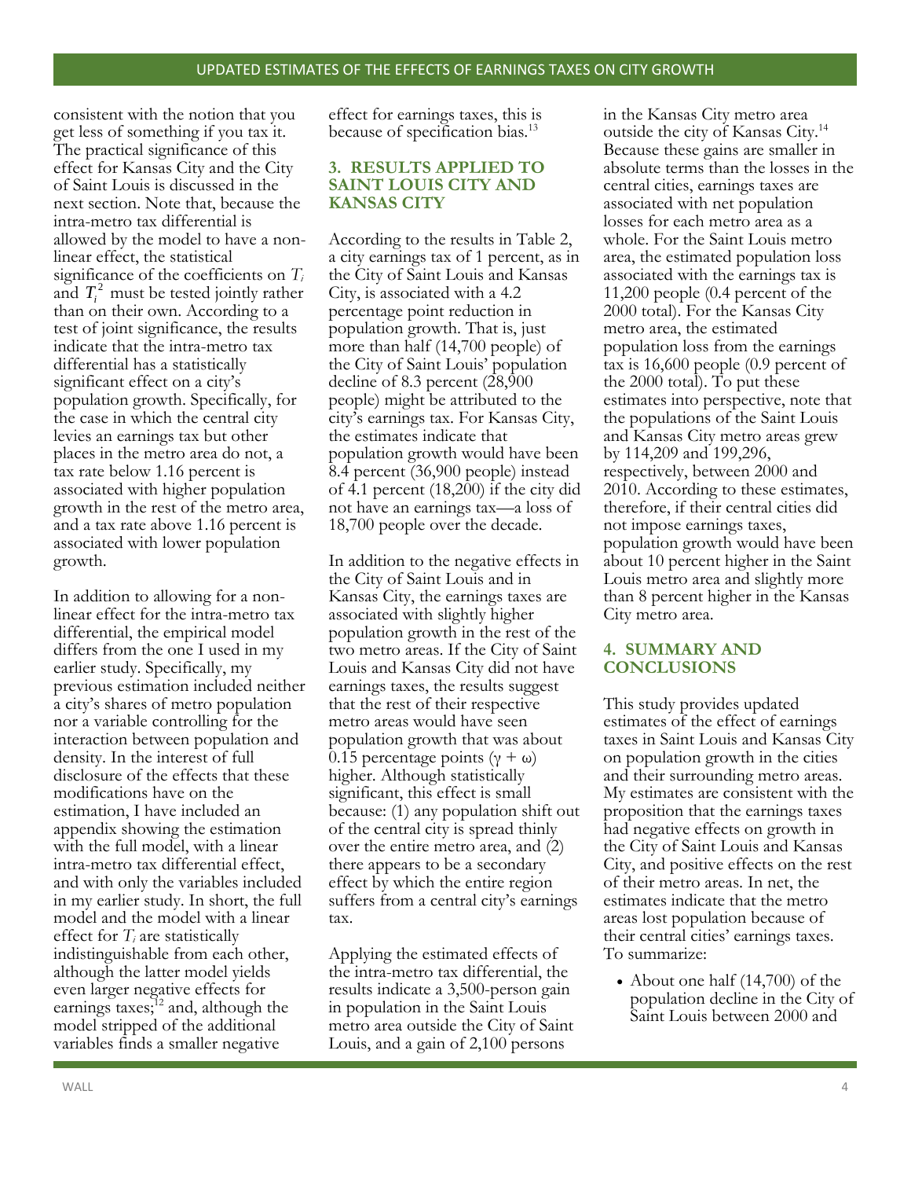consistent with the notion that you get less of something if you tax it. The practical significance of this effect for Kansas City and the City of Saint Louis is discussed in the next section. Note that, because the intra-metro tax differential is allowed by the model to have a non-linear effect, the statistical significance of the coefficients on $T_i$ and $T_i^2$ must be tested jointly rather than on their own. According to a test of joint significance, the results indicate that the intra-metro tax differential has a statistically significant effect on a city's population growth. Specifically, for the case in which the central city levies an earnings tax but other places in the metro area do not, a tax rate below 1.16 percent is associated with higher population growth in the rest of the metro area, and a tax rate above 1.16 percent is associated with lower population growth.

In addition to allowing for a non-linear effect for the intra-metro tax differential, the empirical model differs from the one I used in my earlier study. Specifically, my previous estimation included neither a city's shares of metro population nor a variable controlling for the interaction between population and density. In the interest of full disclosure of the effects that these modifications have on the estimation, I have included an appendix showing the estimation with the full model, with a linear intra-metro tax differential effect, and with only the variables included in my earlier study. In short, the full model and the model with a linear effect for $T_i$ are statistically indistinguishable from each other, although the latter model yields even larger negative effects for earnings taxes;[12] and, although the model stripped of the additional variables finds a smaller negative effect for earnings taxes, this is because of specification bias.[13]

## 3. RESULTS APPLIED TO SAINT LOUIS CITY AND KANSAS CITY

According to the results in Table 2, a city earnings tax of 1 percent, as in the City of Saint Louis and Kansas City, is associated with a 4.2 percentage point reduction in population growth. That is, just more than half (14,700 people) of the City of Saint Louis' population decline of 8.3 percent (28,900 people) might be attributed to the city's earnings tax. For Kansas City, the estimates indicate that population growth would have been 8.4 percent (36,900 people) instead of 4.1 percent (18,200) if the city did not have an earnings tax—a loss of 18,700 people over the decade.

In addition to the negative effects in the City of Saint Louis and in Kansas City, the earnings taxes are associated with slightly higher population growth in the rest of the two metro areas. If the City of Saint Louis and Kansas City did not have earnings taxes, the results suggest that the rest of their respective metro areas would have seen population growth that was about 0.15 percentage points ($\gamma + \omega$) higher. Although statistically significant, this effect is small because: (1) any population shift out of the central city is spread thinly over the entire metro area, and (2) there appears to be a secondary effect by which the entire region suffers from a central city's earnings tax.

Applying the estimated effects of the intra-metro tax differential, the results indicate a 3,500-person gain in population in the Saint Louis metro area outside the City of Saint Louis, and a gain of 2,100 persons in the Kansas City metro area outside the city of Kansas City.[14] Because these gains are smaller in absolute terms than the losses in the central cities, earnings taxes are associated with net population losses for each metro area as a whole. For the Saint Louis metro area, the estimated population loss associated with the earnings tax is 11,200 people (0.4 percent of the 2000 total). For the Kansas City metro area, the estimated population loss from the earnings tax is 16,600 people (0.9 percent of the 2000 total). To put these estimates into perspective, note that the populations of the Saint Louis and Kansas City metro areas grew by 114,209 and 199,296, respectively, between 2000 and 2010. According to these estimates, therefore, if their central cities did not impose earnings taxes, population growth would have been about 10 percent higher in the Saint Louis metro area and slightly more than 8 percent higher in the Kansas City metro area.

## 4. SUMMARY AND CONCLUSIONS

This study provides updated estimates of the effect of earnings taxes in Saint Louis and Kansas City on population growth in the cities and their surrounding metro areas. My estimates are consistent with the proposition that the earnings taxes had negative effects on growth in the City of Saint Louis and Kansas City, and positive effects on the rest of their metro areas. In net, the estimates indicate that the metro areas lost population because of their central cities' earnings taxes. To summarize:

- About one half (14,700) of the population decline in the City of Saint Louis between 2000 and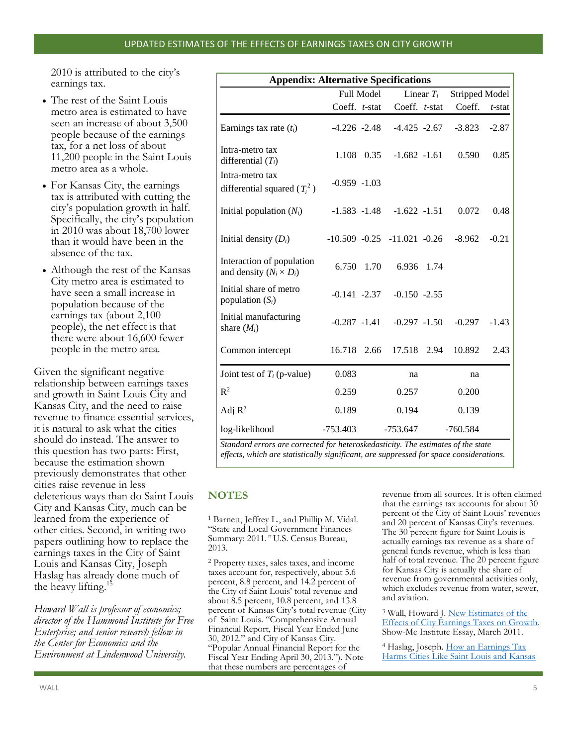2010 is attributed to the city's earnings tax.

- The rest of the Saint Louis metro area is estimated to have seen an increase of about 3,500 people because of the earnings tax, for a net loss of about 11,200 people in the Saint Louis metro area as a whole.
- For Kansas City, the earnings tax is attributed with cutting the city's population growth in half. Specifically, the city's population in 2010 was about 18,700 lower than it would have been in the absence of the tax.
- Although the rest of the Kansas City metro area is estimated to have seen a small increase in population because of the earnings tax (about 2,100 people), the net effect is that there were about 16,600 fewer people in the metro area.

Given the significant negative relationship between earnings taxes and growth in Saint Louis City and Kansas City, and the need to raise revenue to finance essential services, it is natural to ask what the cities should do instead. The answer to this question has two parts: First, because the estimation shown previously demonstrates that other cities raise revenue in less deleterious ways than do Saint Louis City and Kansas City, much can be learned from the experience of other cities. Second, in writing two papers outlining how to replace the earnings taxes in the City of Saint Louis and Kansas City, Joseph Haslag has already done much of the heavy lifting.[15]

*Howard Wall is professor of economics; director of the Hammond Institute for Free Enterprise; and senior research fellow in the Center for Economics and the Environment at Lindenwood University.*

**Appendix: Alternative Specifications**

| | Full Model | | Linear $T_i$ | | Stripped Model | |
|---|---|---|---|---|---|---|
| | Coeff. | *t*-stat | Coeff. | *t*-stat | Coeff. | *t*-stat |
| Earnings tax rate ($t_i$) | -4.226 | -2.48 | -4.425 | -2.67 | -3.823 | -2.87 |
| Intra-metro tax differential ($T_i$) | 1.108 | 0.35 | -1.682 | -1.61 | 0.590 | 0.85 |
| Intra-metro tax differential squared ($T_i^2$) | -0.959 | -1.03 | | | | |
| Initial population ($N_i$) | -1.583 | -1.48 | -1.622 | -1.51 | 0.072 | 0.48 |
| Initial density ($D_i$) | -10.509 | -0.25 | -11.021 | -0.26 | -8.962 | -0.21 |
| Interaction of population and density ($N_i \times D_i$) | 6.750 | 1.70 | 6.936 | 1.74 | | |
| Initial share of metro population ($S_i$) | -0.141 | -2.37 | -0.150 | -2.55 | | |
| Initial manufacturing share ($M_i$) | -0.287 | -1.41 | -0.297 | -1.50 | -0.297 | -1.43 |
| Common intercept | 16.718 | 2.66 | 17.518 | 2.94 | 10.892 | 2.43 |
| Joint test of $T_i$ (p-value) | 0.083 | | na | | na | |
| $R^2$ | 0.259 | | 0.257 | | 0.200 | |
| Adj $R^2$ | 0.189 | | 0.194 | | 0.139 | |
| log-likelihood | -753.403 | | -753.647 | | -760.584 | |

*Standard errors are corrected for heteroskedasticity. The estimates of the state effects, which are statistically significant, are suppressed for space considerations.*

## NOTES

[1] Barnett, Jeffrey L., and Phillip M. Vidal. "State and Local Government Finances Summary: 2011." U.S. Census Bureau, 2013.

[2] Property taxes, sales taxes, and income taxes account for, respectively, about 5.6 percent, 8.8 percent, and 14.2 percent of the City of Saint Louis' total revenue and about 8.5 percent, 10.8 percent, and 13.8 percent of Kansas City's total revenue (City of Saint Louis. "Comprehensive Annual Financial Report, Fiscal Year Ended June 30, 2012." and City of Kansas City. "Popular Annual Financial Report for the Fiscal Year Ending April 30, 2013."). Note that these numbers are percentages of revenue from all sources. It is often claimed that the earnings tax accounts for about 30 percent of the City of Saint Louis' revenues and 20 percent of Kansas City's revenues. The 30 percent figure for Saint Louis is actually earnings tax revenue as a share of general funds revenue, which is less than half of total revenue. The 20 percent figure for Kansas City is actually the share of revenue from governmental activities only, which excludes revenue from water, sewer, and aviation.

[3] Wall, Howard J. New Estimates of the Effects of City Earnings Taxes on Growth. Show-Me Institute Essay, March 2011.

[4] Haslag, Joseph. How an Earnings Tax Harms Cities Like Saint Louis and Kansas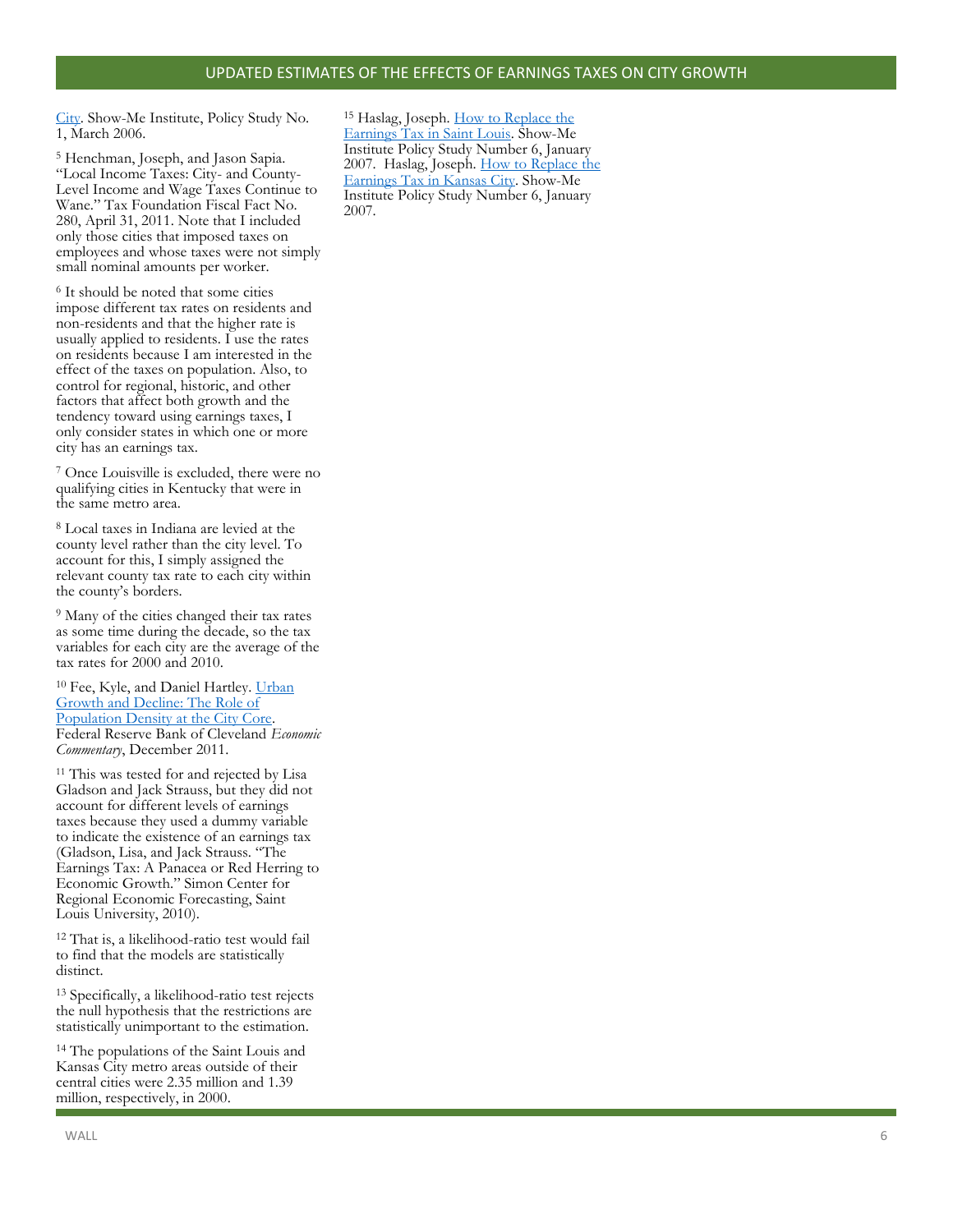City. Show-Me Institute, Policy Study No. 1, March 2006.

[5] Henchman, Joseph, and Jason Sapia. "Local Income Taxes: City- and County-Level Income and Wage Taxes Continue to Wane." Tax Foundation Fiscal Fact No. 280, April 31, 2011. Note that I included only those cities that imposed taxes on employees and whose taxes were not simply small nominal amounts per worker.

[6] It should be noted that some cities impose different tax rates on residents and non-residents and that the higher rate is usually applied to residents. I use the rates on residents because I am interested in the effect of the taxes on population. Also, to control for regional, historic, and other factors that affect both growth and the tendency toward using earnings taxes, I only consider states in which one or more city has an earnings tax.

[7] Once Louisville is excluded, there were no qualifying cities in Kentucky that were in the same metro area.

[8] Local taxes in Indiana are levied at the county level rather than the city level. To account for this, I simply assigned the relevant county tax rate to each city within the county's borders.

[9] Many of the cities changed their tax rates as some time during the decade, so the tax variables for each city are the average of the tax rates for 2000 and 2010.

[10] Fee, Kyle, and Daniel Hartley. Urban Growth and Decline: The Role of Population Density at the City Core. Federal Reserve Bank of Cleveland *Economic Commentary*, December 2011.

[11] This was tested for and rejected by Lisa Gladson and Jack Strauss, but they did not account for different levels of earnings taxes because they used a dummy variable to indicate the existence of an earnings tax (Gladson, Lisa, and Jack Strauss. "The Earnings Tax: A Panacea or Red Herring to Economic Growth." Simon Center for Regional Economic Forecasting, Saint Louis University, 2010).

[12] That is, a likelihood-ratio test would fail to find that the models are statistically distinct.

[13] Specifically, a likelihood-ratio test rejects the null hypothesis that the restrictions are statistically unimportant to the estimation.

[14] The populations of the Saint Louis and Kansas City metro areas outside of their central cities were 2.35 million and 1.39 million, respectively, in 2000.

[15] Haslag, Joseph. How to Replace the Earnings Tax in Saint Louis. Show-Me Institute Policy Study Number 6, January 2007. Haslag, Joseph. How to Replace the Earnings Tax in Kansas City. Show-Me Institute Policy Study Number 6, January 2007.